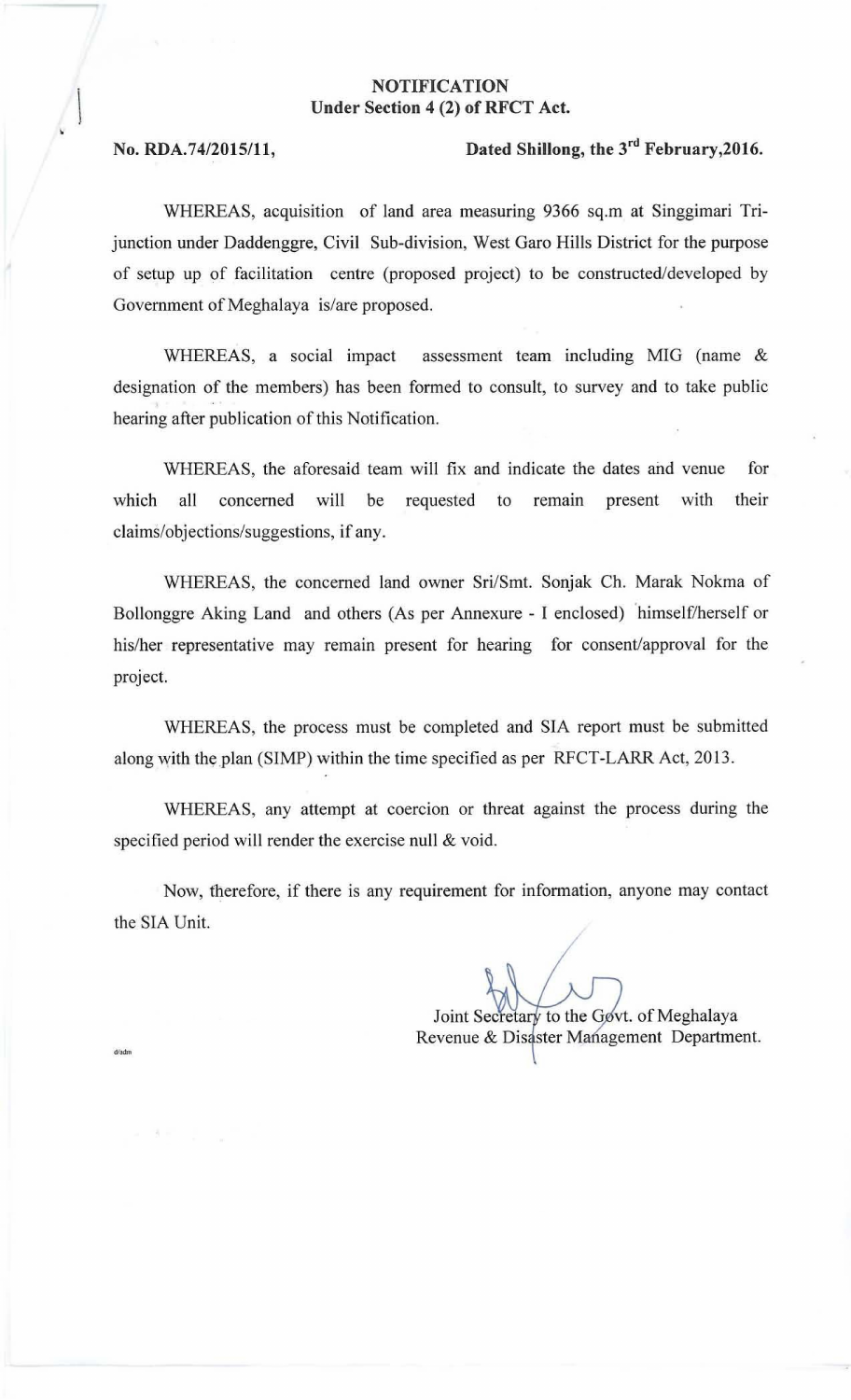**NOTIFICATION**
**Under Section 4 (2) of RFCT Act.**

**No. RDA.74/2015/11,** **Dated Shillong, the 3rd February,2016.**

WHEREAS, acquisition of land area measuring 9366 sq.m at Singgimari Tri-junction under Daddenggre, Civil Sub-division, West Garo Hills District for the purpose of setup up of facilitation centre (proposed project) to be constructed/developed by Government of Meghalaya is/are proposed.

WHEREAS, a social impact assessment team including MIG (name & designation of the members) has been formed to consult, to survey and to take public hearing after publication of this Notification.

WHEREAS, the aforesaid team will fix and indicate the dates and venue for which all concerned will be requested to remain present with their claims/objections/suggestions, if any.

WHEREAS, the concerned land owner Sri/Smt. Sonjak Ch. Marak Nokma of Bollonggre Aking Land and others (As per Annexure - I enclosed) himself/herself or his/her representative may remain present for hearing for consent/approval for the project.

WHEREAS, the process must be completed and SIA report must be submitted along with the plan (SIMP) within the time specified as per RFCT-LARR Act, 2013.

WHEREAS, any attempt at coercion or threat against the process during the specified period will render the exercise null & void.

Now, therefore, if there is any requirement for information, anyone may contact the SIA Unit.

Joint Secretary to the Govt. of Meghalaya
Revenue & Disaster Management Department.

d/adm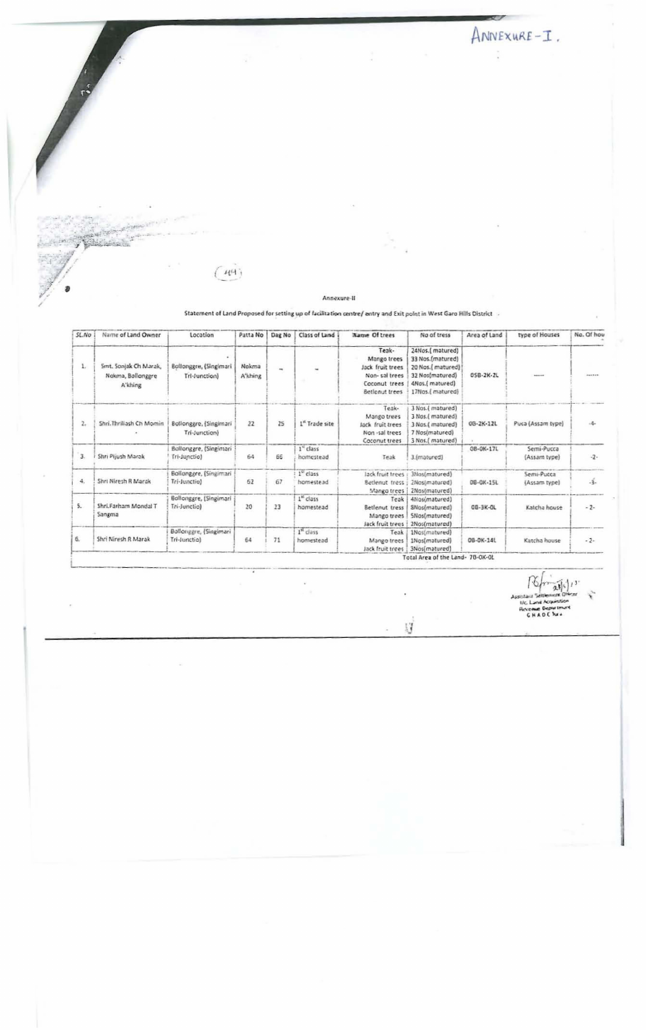ANNEXURE-I.

(44)

Annexure-II

Statement of Land Proposed for setting up of facilitation centre/ entry and Exit point in West Garo Hills District

| Sl.No | Name of Land Owner | Location | Patta No | Dag No | Class of Land | Name Of trees | No of tress | Area of Land | type of Houses | No. Of hou |
|---|---|---|---|---|---|---|---|---|---|---|
| 1. | Smt. Sonjak Ch Marak, Nokma, Bollonggre A'khing | Bollonggre, (Singimari Tri-Junction) | Nokma A'khing | - | - | Teak- Mango trees Jack fruit trees Non- sal trees Coconut trees Betlenut trees | 24Nos.( matured) 33 Nos.(matured) 20 Nos.( matured) 32 Nos(matured) 4Nos.( matured) 17Nos.( matured) | 05B-2K-2L | ----- | ------ |
| 2. | Shri.Thriliash Ch Momin | Bollonggre, (Singimari Tri-Junction) | 22 | 25 | 1st Trade site | Teak- Mango trees Jack fruit trees Non -sal trees Coconut trees | 3 Nos.( matured) 3 Nos.( matured) 3 Nos.( matured) 7 Nos(matured) 3 Nos.( matured) | 0B-2K-12L | Puca (Assam type) | -4- |
| 3. | Shri Pijush Marak | Bollonggre, (Singimari Tri-Junctio) | 64 | 66 | 1st class homestead | Teak | 3.(matured) | 0B-0K-17L | Semi-Pucca (Assam type) | -2- |
| 4. | Shri Niresh R Marak | Bollonggre, (Singimari Tri-Junctio) | 62 | 67 | 1st class homestead | Jack fruit trees Betlenut tress Mango trees | 3Nos(matured) 2Nos(matured) 2Nos(matured) | 0B-0K-15L | Semi-Pucca (Assam type) | -3- |
| 5. | Shri.Farham Mondal T Sangma | Bollonggre, (Singimari Tri-Junctio) | 20 | 23 | 1st class homestead | Teak Betlenut tress Mango trees Jack fruit trees | 4Nos(matured) 8Nos(matured) 5Nos(matured) 2Nos(matured) | 0B-3K-0L | Katcha house | - 2- |
| 6. | Shri Niresh R Marak | Bollonggre, (Singimari Tri-Junctio) | 64 | 71 | 1st class homestead | Teak Mango trees Jack fruit trees | 1Nos(matured) 1Nos(matured) 3Nos(matured) | 0B-0K-14L | Katcha house | - 2- |
| | | | | | | | Total Area of the Land- 7B-0K-0L | | | |

Assistant Settlement Officer
I/c. Land Acquisition
Revenue Department
G.H.A.D.C Tura